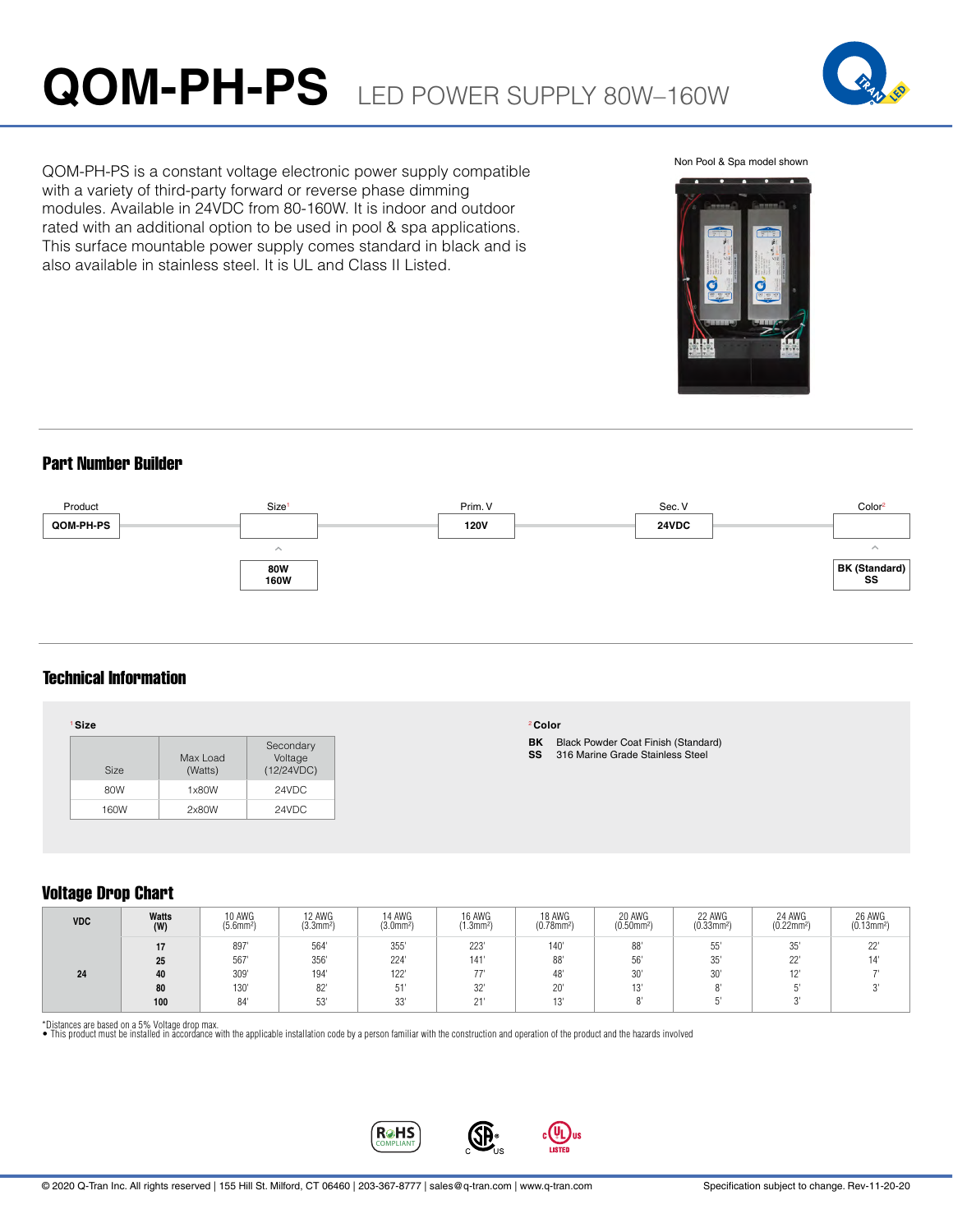# QOM-PH-PS LED POWER SUPPLY 80W–160W

QOM-PH-PS is a constant voltage electronic power supply compatible with a variety of third-party forward or reverse phase dimming modules. Available in 24VDC from 80-160W. It is indoor and outdoor rated with an additional option to be used in pool & spa applications. This surface mountable power supply comes standard in black and is also available in stainless steel. It is UL and Class II Listed.

Non Pool & Spa model shown

## Part Number Builder

| Product | Size[1] | Prim. V | Sec. V | Color[2] |
|---|---|---|---|---|
| QOM-PH-PS | | 120V | 24VDC | |
| | 80W<br>160W | | | BK (Standard)<br>SS |

## Technical Information

[1] **Size**

| Size | Max Load (Watts) | Secondary Voltage (12/24VDC) |
|---|---|---|
| 80W | 1x80W | 24VDC |
| 160W | 2x80W | 24VDC |

[2] **Color**

**BK** Black Powder Coat Finish (Standard)
**SS** 316 Marine Grade Stainless Steel

## Voltage Drop Chart

| VDC | Watts (W) | 10 AWG ($5.6mm^2$) | 12 AWG ($3.3mm^2$) | 14 AWG ($3.0mm^2$) | 16 AWG ($1.3mm^2$) | 18 AWG ($0.78mm^2$) | 20 AWG ($0.50mm^2$) | 22 AWG ($0.33mm^2$) | 24 AWG ($0.22mm^2$) | 26 AWG ($0.13mm^2$) |
|---|---|---|---|---|---|---|---|---|---|---|
| 24 | 17 | 897' | 564' | 355' | 223' | 140' | 88' | 55' | 35' | 22' |
| | 25 | 567' | 356' | 224' | 141' | 88' | 56' | 35' | 22' | 14' |
| | 40 | 309' | 194' | 122' | 77' | 48' | 30' | 30' | 12' | 7' |
| | 80 | 130' | 82' | 51' | 32' | 20' | 13' | 8' | 5' | 3' |
| | 100 | 84' | 53' | 33' | 21' | 13' | 8' | 5' | 3' | |

*Distances are based on a 5% Voltage drop max.

- This product must be installed in accordance with the applicable installation code by a person familiar with the construction and operation of the product and the hazards involved

© 2020 Q-Tran Inc. All rights reserved | 155 Hill St. Milford, CT 06460 | 203-367-8777 | sales@q-tran.com | www.q-tran.com

Specification subject to change. Rev-11-20-20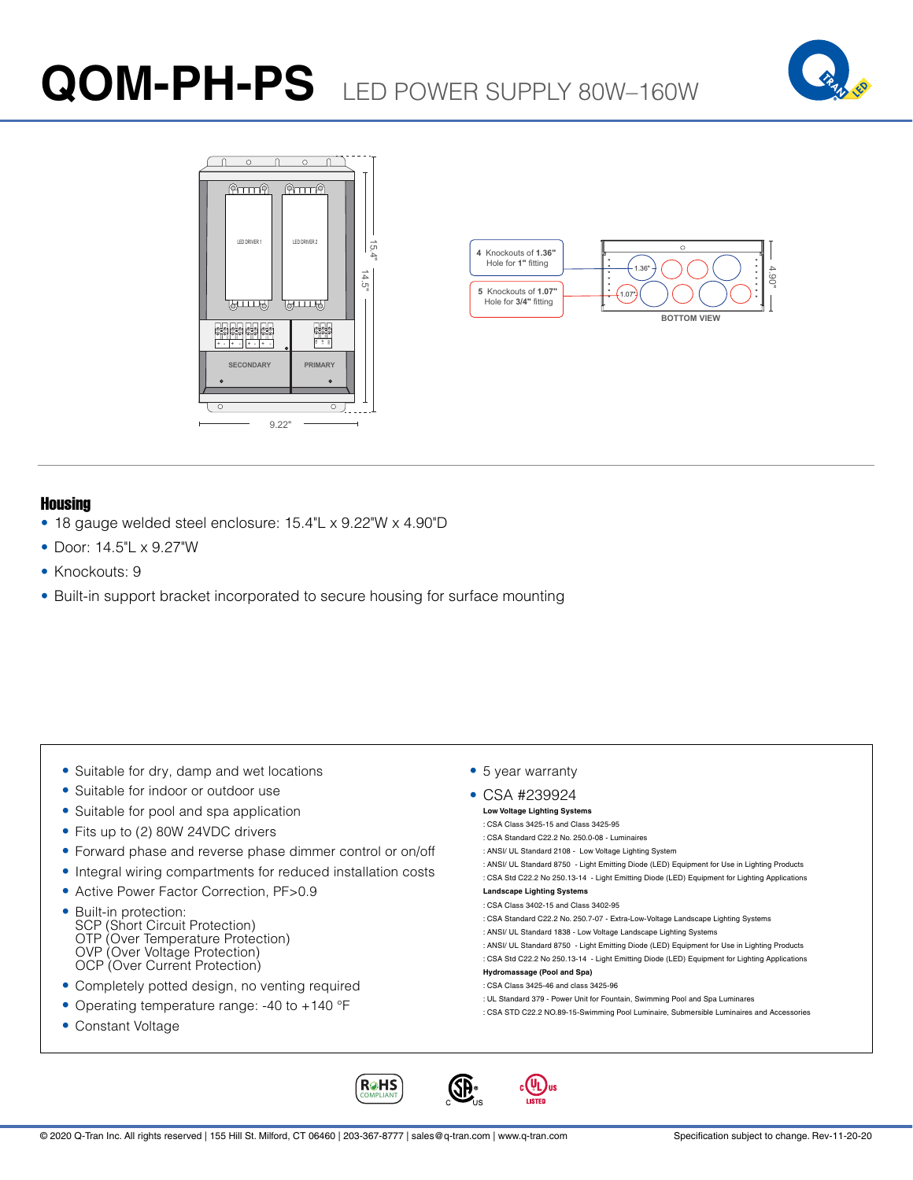# QOM-PH-PS LED POWER SUPPLY 80W–160W

LED DRIVER 1

LED DRIVER 2

SECONDARY

PRIMARY

15.4"

14.5"

9.22"

**4** Knockouts of **1.36"** Hole for **1"** fitting

**5** Knockouts of **1.07"** Hole for **3/4"** fitting

1.36"

1.07"

4.90"

**BOTTOM VIEW**

## Housing

- 18 gauge welded steel enclosure: 15.4"L x 9.22"W x 4.90"D
- Door: 14.5"L x 9.27"W
- Knockouts: 9
- Built-in support bracket incorporated to secure housing for surface mounting

- Suitable for dry, damp and wet locations
- Suitable for indoor or outdoor use
- Suitable for pool and spa application
- Fits up to (2) 80W 24VDC drivers
- Forward phase and reverse phase dimmer control or on/off
- Integral wiring compartments for reduced installation costs
- Active Power Factor Correction, PF>0.9
- Built-in protection:
  SCP (Short Circuit Protection)
  OTP (Over Temperature Protection)
  OVP (Over Voltage Protection)
  OCP (Over Current Protection)
- Completely potted design, no venting required
- Operating temperature range: -40 to +140 °F
- Constant Voltage

- 5 year warranty
- CSA #239924

**Low Voltage Lighting Systems**

: CSA Class 3425-15 and Class 3425-95
: CSA Standard C22.2 No. 250.0-08 - Luminaires
: ANSI/ UL Standard 2108 - Low Voltage Lighting System
: ANSI/ UL Standard 8750 - Light Emitting Diode (LED) Equipment for Use in Lighting Products
: CSA Std C22.2 No 250.13-14 - Light Emitting Diode (LED) Equipment for Lighting Applications

**Landscape Lighting Systems**

: CSA Class 3402-15 and Class 3402-95
: CSA Standard C22.2 No. 250.7-07 - Extra-Low-Voltage Landscape Lighting Systems
: ANSI/ UL Standard 1838 - Low Voltage Landscape Lighting Systems
: ANSI/ UL Standard 8750 - Light Emitting Diode (LED) Equipment for Use in Lighting Products
: CSA Std C22.2 No 250.13-14 - Light Emitting Diode (LED) Equipment for Lighting Applications

**Hydromassage (Pool and Spa)**

: CSA Class 3425-46 and class 3425-96
: UL Standard 379 - Power Unit for Fountain, Swimming Pool and Spa Luminares
: CSA STD C22.2 NO.89-15-Swimming Pool Luminaire, Submersible Luminaires and Accessories

RoHS COMPLIANT

© 2020 Q-Tran Inc. All rights reserved | 155 Hill St. Milford, CT 06460 | 203-367-8777 | sales@q-tran.com | www.q-tran.com

Specification subject to change. Rev-11-20-20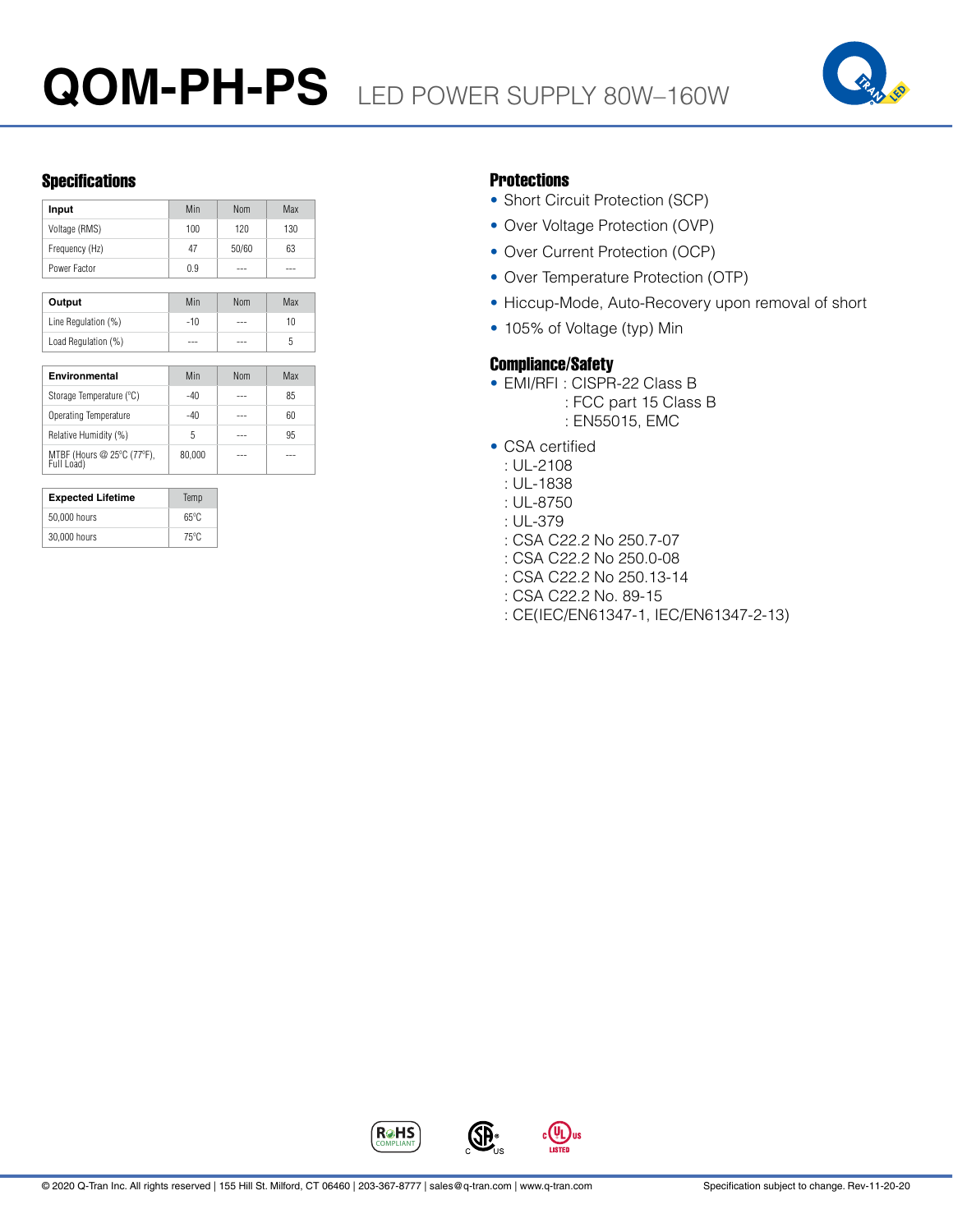# QOM-PH-PS LED POWER SUPPLY 80W–160W

## Specifications

| Input | Min | Nom | Max |
|---|---|---|---|
| Voltage (RMS) | 100 | 120 | 130 |
| Frequency (Hz) | 47 | 50/60 | 63 |
| Power Factor | 0.9 | --- | --- |

| Output | Min | Nom | Max |
|---|---|---|---|
| Line Regulation (%) | -10 | --- | 10 |
| Load Regulation (%) | --- | --- | 5 |

| Environmental | Min | Nom | Max |
|---|---|---|---|
| Storage Temperature (°C) | -40 | --- | 85 |
| Operating Temperature | -40 | --- | 60 |
| Relative Humidity (%) | 5 | --- | 95 |
| MTBF (Hours @ 25°C (77°F), Full Load) | 80,000 | --- | --- |

| Expected Lifetime | Temp |
|---|---|
| 50,000 hours | 65°C |
| 30,000 hours | 75°C |

## Protections

- Short Circuit Protection (SCP)
- Over Voltage Protection (OVP)
- Over Current Protection (OCP)
- Over Temperature Protection (OTP)
- Hiccup-Mode, Auto-Recovery upon removal of short
- 105% of Voltage (typ) Min

## Compliance/Safety

- EMI/RFI : CISPR-22 Class B
  : FCC part 15 Class B
  : EN55015, EMC
- CSA certified
  : UL-2108
  : UL-1838
  : UL-8750
  : UL-379
  : CSA C22.2 No 250.7-07
  : CSA C22.2 No 250.0-08
  : CSA C22.2 No 250.13-14
  : CSA C22.2 No. 89-15
  : CE(IEC/EN61347-1, IEC/EN61347-2-13)

RoHS COMPLIANT   c SP us   c UL us LISTED

© 2020 Q-Tran Inc. All rights reserved | 155 Hill St. Milford, CT 06460 | 203-367-8777 | sales@q-tran.com | www.q-tran.com

Specification subject to change. Rev-11-20-20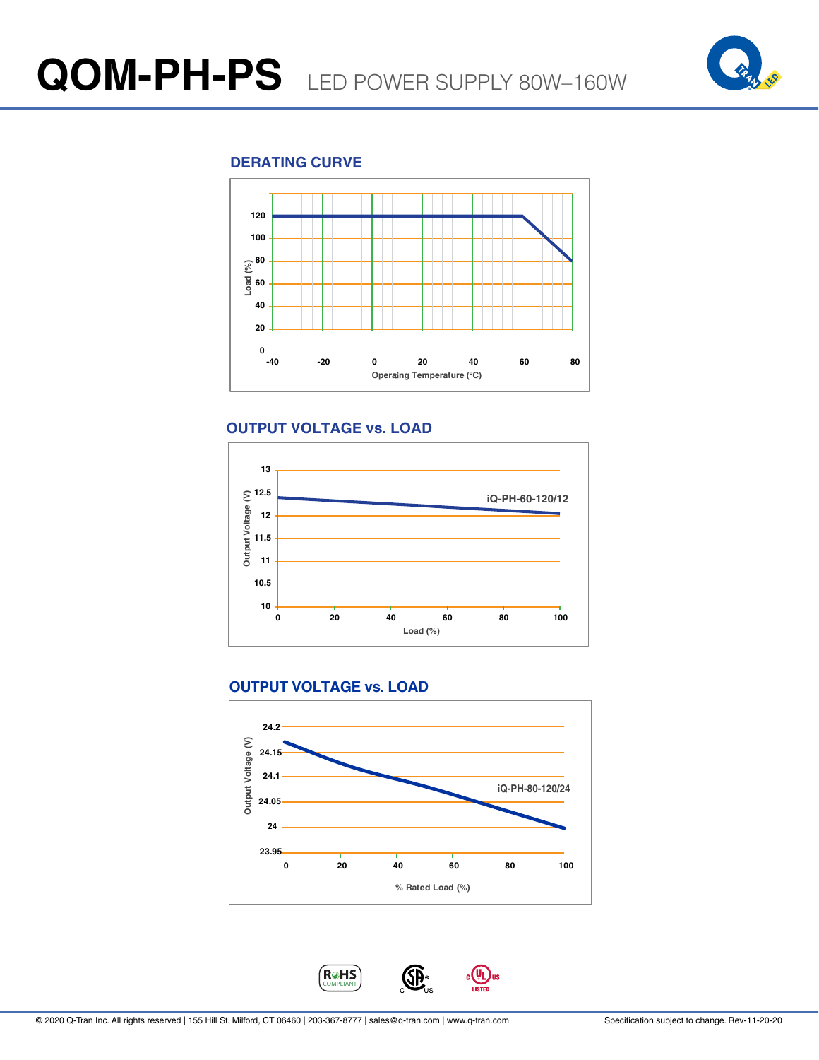# QOM-PH-PS LED POWER SUPPLY 80W–160W

## DERATING CURVE

Load (%)

120
100
80
60
40
20
0

-40 -20 0 20 40 60 80

Operating Temperature (ºC)

## OUTPUT VOLTAGE vs. LOAD

Output Voltage (V)

13
12.5
12
11.5
11
10.5
10

iQ-PH-60-120/12

0 20 40 60 80 100

Load (%)

## OUTPUT VOLTAGE vs. LOAD

Output Voltage (V)

24.2
24.15
24.1
24.05
24
23.95

iQ-PH-80-120/24

0 20 40 60 80 100

% Rated Load (%)

RoHS COMPLIANT

© 2020 Q-Tran Inc. All rights reserved | 155 Hill St. Milford, CT 06460 | 203-367-8777 | sales@q-tran.com | www.q-tran.com

Specification subject to change. Rev-11-20-20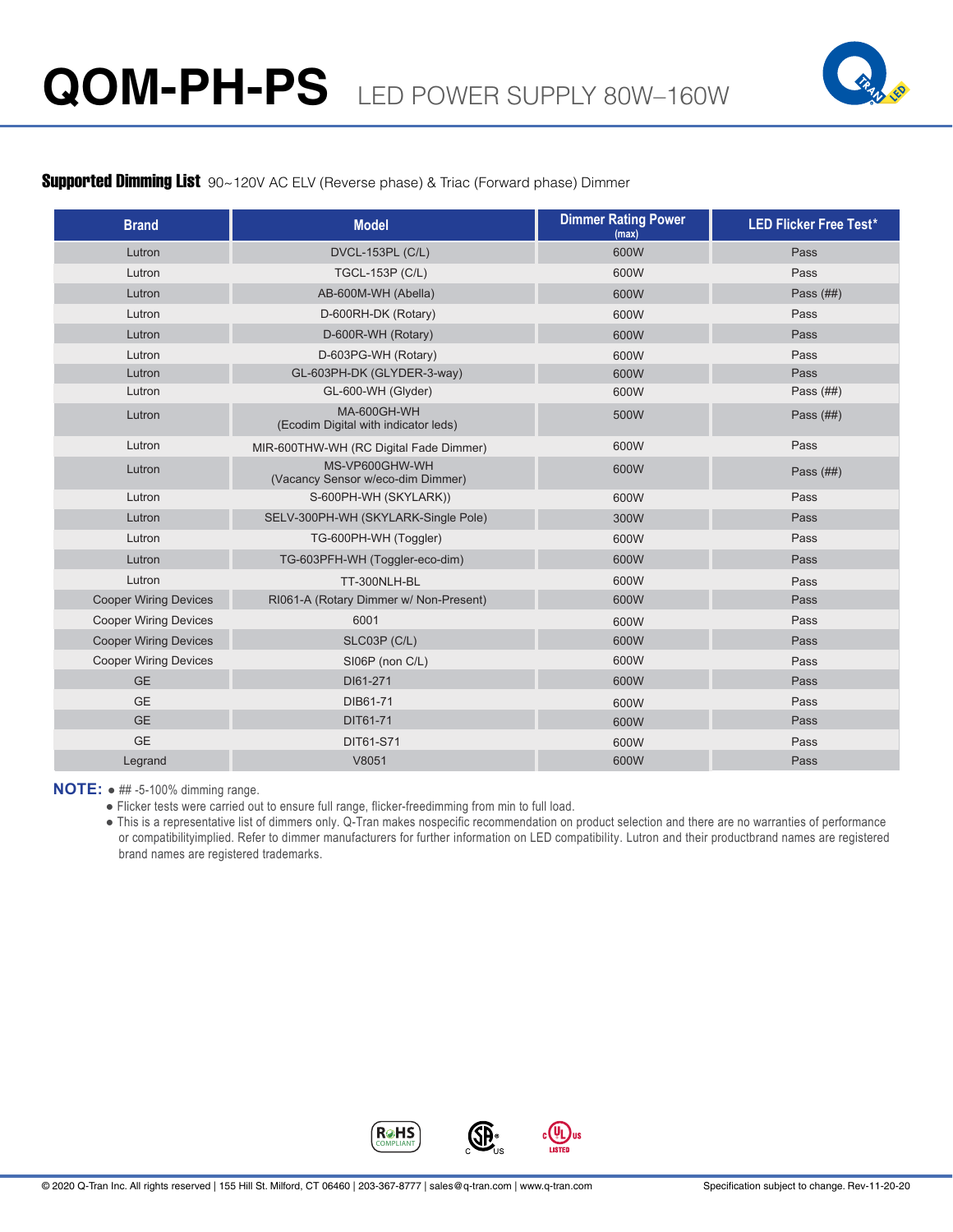# QOM-PH-PS LED POWER SUPPLY 80W–160W

**Supported Dimming List** 90~120V AC ELV (Reverse phase) & Triac (Forward phase) Dimmer

| Brand | Model | Dimmer Rating Power (max) | LED Flicker Free Test* |
|---|---|---|---|
| Lutron | DVCL-153PL (C/L) | 600W | Pass |
| Lutron | TGCL-153P (C/L) | 600W | Pass |
| Lutron | AB-600M-WH (Abella) | 600W | Pass (##) |
| Lutron | D-600RH-DK (Rotary) | 600W | Pass |
| Lutron | D-600R-WH (Rotary) | 600W | Pass |
| Lutron | D-603PG-WH (Rotary) | 600W | Pass |
| Lutron | GL-603PH-DK (GLYDER-3-way) | 600W | Pass |
| Lutron | GL-600-WH (Glyder) | 600W | Pass (##) |
| Lutron | MA-600GH-WH (Ecodim Digital with indicator leds) | 500W | Pass (##) |
| Lutron | MIR-600THW-WH (RC Digital Fade Dimmer) | 600W | Pass |
| Lutron | MS-VP600GHW-WH (Vacancy Sensor w/eco-dim Dimmer) | 600W | Pass (##) |
| Lutron | S-600PH-WH (SKYLARK)) | 600W | Pass |
| Lutron | SELV-300PH-WH (SKYLARK-Single Pole) | 300W | Pass |
| Lutron | TG-600PH-WH (Toggler) | 600W | Pass |
| Lutron | TG-603PFH-WH (Toggler-eco-dim) | 600W | Pass |
| Lutron | TT-300NLH-BL | 600W | Pass |
| Cooper Wiring Devices | RI061-A (Rotary Dimmer w/ Non-Present) | 600W | Pass |
| Cooper Wiring Devices | 6001 | 600W | Pass |
| Cooper Wiring Devices | SLC03P (C/L) | 600W | Pass |
| Cooper Wiring Devices | SI06P (non C/L) | 600W | Pass |
| GE | DI61-271 | 600W | Pass |
| GE | DIB61-71 | 600W | Pass |
| GE | DIT61-71 | 600W | Pass |
| GE | DIT61-S71 | 600W | Pass |
| Legrand | V8051 | 600W | Pass |

**NOTE:**
- ## -5-100% dimming range.
- Flicker tests were carried out to ensure full range, flicker-freedimming from min to full load.
- This is a representative list of dimmers only. Q-Tran makes nospecific recommendation on product selection and there are no warranties of performance or compatibilityimplied. Refer to dimmer manufacturers for further information on LED compatibility. Lutron and their productbrand names are registered brand names are registered trademarks.

© 2020 Q-Tran Inc. All rights reserved | 155 Hill St. Milford, CT 06460 | 203-367-8777 | sales@q-tran.com | www.q-tran.com

Specification subject to change. Rev-11-20-20